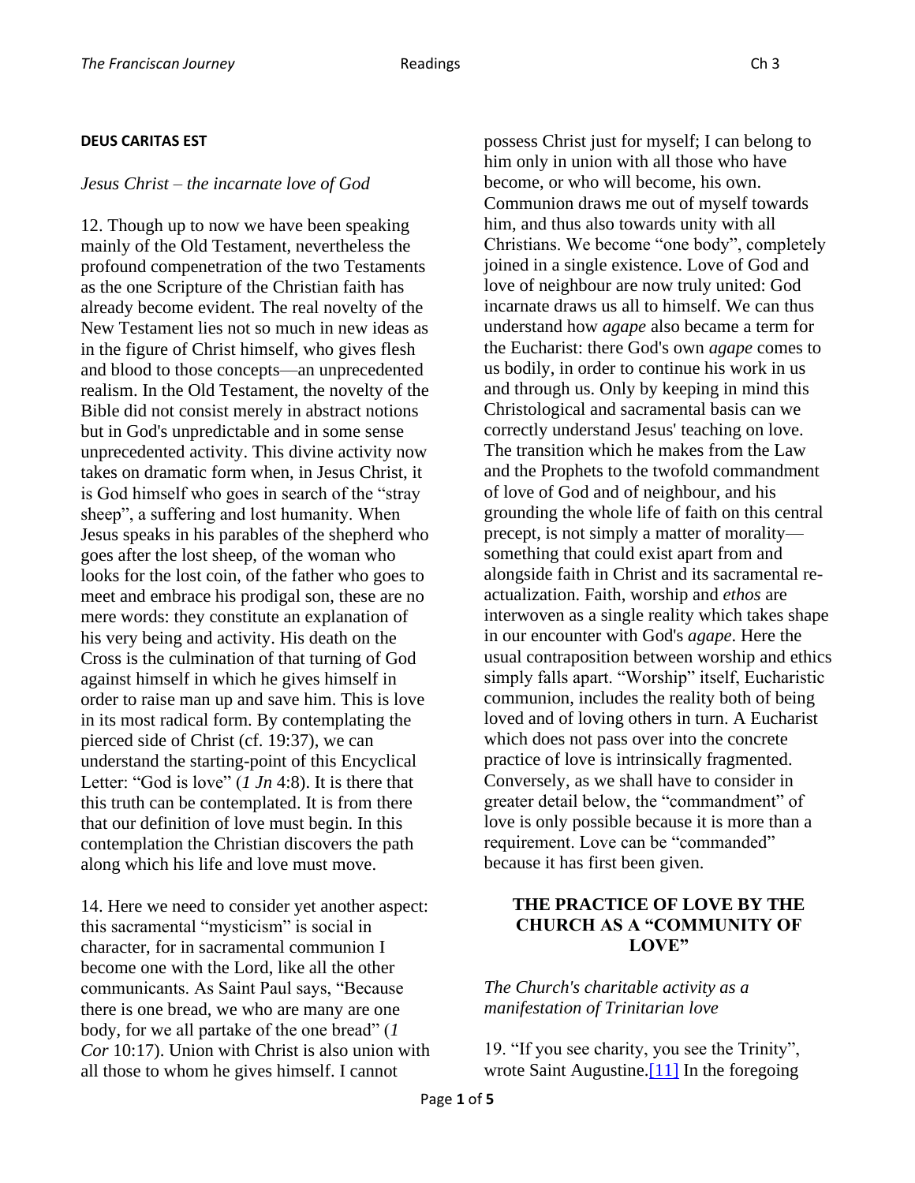**DEUS CARITAS EST**

*Jesus Christ – the incarnate love of God*

12. Though up to now we have been speaking mainly of the Old Testament, nevertheless the profound compenetration of the two Testaments as the one Scripture of the Christian faith has already become evident. The real novelty of the New Testament lies not so much in new ideas as in the figure of Christ himself, who gives flesh and blood to those concepts—an unprecedented realism. In the Old Testament, the novelty of the Bible did not consist merely in abstract notions but in God's unpredictable and in some sense unprecedented activity. This divine activity now takes on dramatic form when, in Jesus Christ, it is God himself who goes in search of the "stray sheep", a suffering and lost humanity. When Jesus speaks in his parables of the shepherd who goes after the lost sheep, of the woman who looks for the lost coin, of the father who goes to meet and embrace his prodigal son, these are no mere words: they constitute an explanation of his very being and activity. His death on the Cross is the culmination of that turning of God against himself in which he gives himself in order to raise man up and save him. This is love in its most radical form. By contemplating the pierced side of Christ (cf. 19:37), we can understand the starting-point of this Encyclical Letter: "God is love" (*1 Jn* 4:8). It is there that this truth can be contemplated. It is from there that our definition of love must begin. In this contemplation the Christian discovers the path along which his life and love must move.

14. Here we need to consider yet another aspect: this sacramental "mysticism" is social in character, for in sacramental communion I become one with the Lord, like all the other communicants. As Saint Paul says, "Because there is one bread, we who are many are one body, for we all partake of the one bread" (*1 Cor* 10:17). Union with Christ is also union with all those to whom he gives himself. I cannot possess Christ just for myself; I can belong to him only in union with all those who have become, or who will become, his own. Communion draws me out of myself towards him, and thus also towards unity with all Christians. We become "one body", completely joined in a single existence. Love of God and love of neighbour are now truly united: God incarnate draws us all to himself. We can thus understand how *agape* also became a term for the Eucharist: there God's own *agape* comes to us bodily, in order to continue his work in us and through us. Only by keeping in mind this Christological and sacramental basis can we correctly understand Jesus' teaching on love. The transition which he makes from the Law and the Prophets to the twofold commandment of love of God and of neighbour, and his grounding the whole life of faith on this central precept, is not simply a matter of morality—something that could exist apart from and alongside faith in Christ and its sacramental re-actualization. Faith, worship and *ethos* are interwoven as a single reality which takes shape in our encounter with God's *agape*. Here the usual contraposition between worship and ethics simply falls apart. "Worship" itself, Eucharistic communion, includes the reality both of being loved and of loving others in turn. A Eucharist which does not pass over into the concrete practice of love is intrinsically fragmented. Conversely, as we shall have to consider in greater detail below, the "commandment" of love is only possible because it is more than a requirement. Love can be "commanded" because it has first been given.

## THE PRACTICE OF LOVE BY THE CHURCH AS A "COMMUNITY OF LOVE"

*The Church's charitable activity as a manifestation of Trinitarian love*

19. "If you see charity, you see the Trinity", wrote Saint Augustine.[11] In the foregoing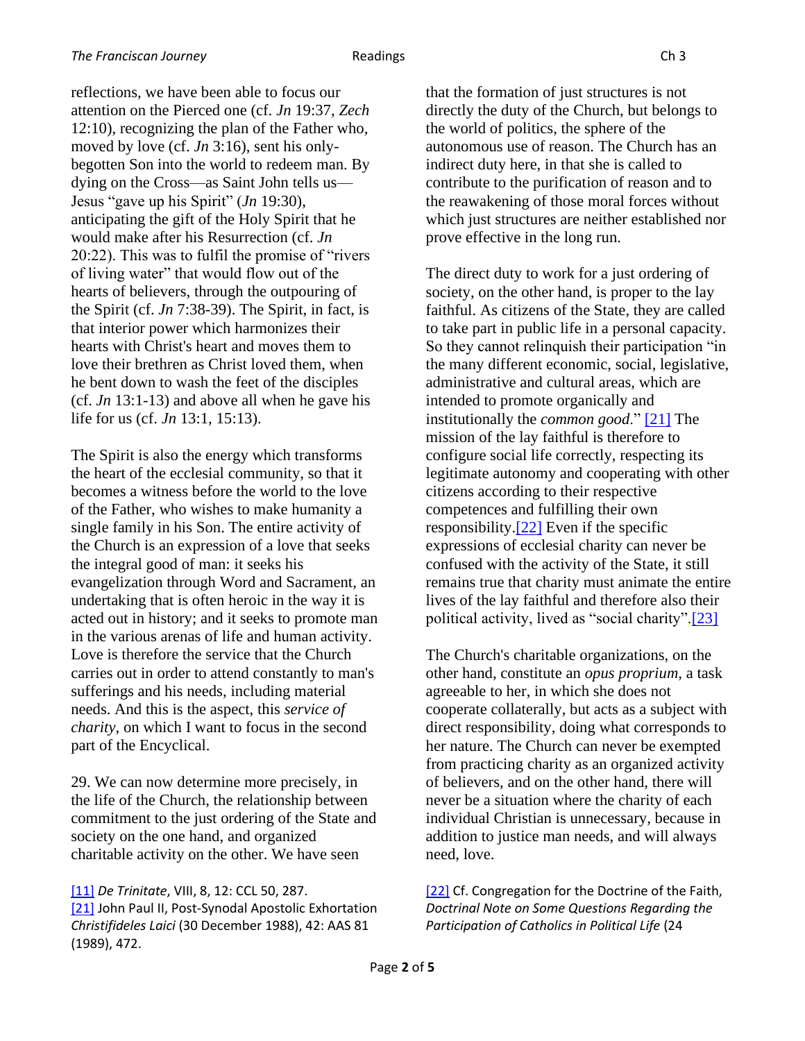reflections, we have been able to focus our attention on the Pierced one (cf. *Jn* 19:37, *Zech* 12:10), recognizing the plan of the Father who, moved by love (cf. *Jn* 3:16), sent his only-begotten Son into the world to redeem man. By dying on the Cross—as Saint John tells us—Jesus "gave up his Spirit" (*Jn* 19:30), anticipating the gift of the Holy Spirit that he would make after his Resurrection (cf. *Jn* 20:22). This was to fulfil the promise of "rivers of living water" that would flow out of the hearts of believers, through the outpouring of the Spirit (cf. *Jn* 7:38-39). The Spirit, in fact, is that interior power which harmonizes their hearts with Christ's heart and moves them to love their brethren as Christ loved them, when he bent down to wash the feet of the disciples (cf. *Jn* 13:1-13) and above all when he gave his life for us (cf. *Jn* 13:1, 15:13).

The Spirit is also the energy which transforms the heart of the ecclesial community, so that it becomes a witness before the world to the love of the Father, who wishes to make humanity a single family in his Son. The entire activity of the Church is an expression of a love that seeks the integral good of man: it seeks his evangelization through Word and Sacrament, an undertaking that is often heroic in the way it is acted out in history; and it seeks to promote man in the various arenas of life and human activity. Love is therefore the service that the Church carries out in order to attend constantly to man's sufferings and his needs, including material needs. And this is the aspect, this *service of charity*, on which I want to focus in the second part of the Encyclical.

29. We can now determine more precisely, in the life of the Church, the relationship between commitment to the just ordering of the State and society on the one hand, and organized charitable activity on the other. We have seen that the formation of just structures is not directly the duty of the Church, but belongs to the world of politics, the sphere of the autonomous use of reason. The Church has an indirect duty here, in that she is called to contribute to the purification of reason and to the reawakening of those moral forces without which just structures are neither established nor prove effective in the long run.

The direct duty to work for a just ordering of society, on the other hand, is proper to the lay faithful. As citizens of the State, they are called to take part in public life in a personal capacity. So they cannot relinquish their participation "in the many different economic, social, legislative, administrative and cultural areas, which are intended to promote organically and institutionally the *common good*." [21] The mission of the lay faithful is therefore to configure social life correctly, respecting its legitimate autonomy and cooperating with other citizens according to their respective competences and fulfilling their own responsibility.[22] Even if the specific expressions of ecclesial charity can never be confused with the activity of the State, it still remains true that charity must animate the entire lives of the lay faithful and therefore also their political activity, lived as "social charity".[23]

The Church's charitable organizations, on the other hand, constitute an *opus proprium*, a task agreeable to her, in which she does not cooperate collaterally, but acts as a subject with direct responsibility, doing what corresponds to her nature. The Church can never be exempted from practicing charity as an organized activity of believers, and on the other hand, there will never be a situation where the charity of each individual Christian is unnecessary, because in addition to justice man needs, and will always need, love.

[11] *De Trinitate*, VIII, 8, 12: CCL 50, 287.

[21] John Paul II, Post-Synodal Apostolic Exhortation *Christifideles Laici* (30 December 1988), 42: AAS 81 (1989), 472.

[22] Cf. Congregation for the Doctrine of the Faith, *Doctrinal Note on Some Questions Regarding the Participation of Catholics in Political Life* (24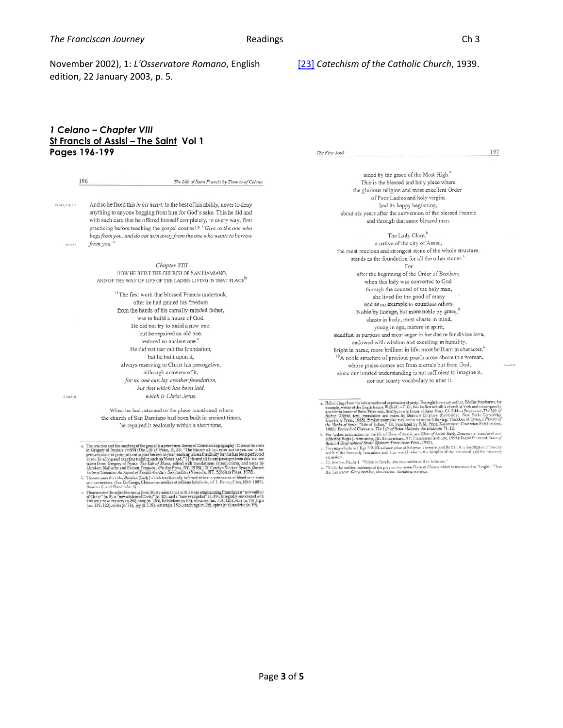November 2002), 1: *L'Osservatore Romano*, English edition, 22 January 2003, p. 5.

[23] *Catechism of the Catholic Church*, 1939.

### *1 Celano – Chapter VIII*
### **St Francis of Assisi – The Saint Vol 1**
### **Pages 196-199**

Ps 14:1; Acts 5:4

And so he fixed this *in his heart:* to the best of his ability, never to deny anything to anyone begging from him for God's sake. This he did and with such care that he offered himself completely, in every way, first practicing before teaching the gospel counsel:[a] *"Give to the one who begs from you, and do not turn away from the one who wants to borrow from you."*

Mt 5:42

#### Chapter VIII
HOW HE BUILT THE CHURCH OF SAN DAMIANO, AND OF THE WAY OF LIFE OF THE LADIES LIVING IN THAT PLACE[b]

[18]The first work that blessed Francis undertook,
after he had gained his freedom
from the hands of his carnally-minded father,
was to build a house of God.
He did not try to build a new one,
but he repaired an old one,
restored an ancient one.[c]
He did not tear out the foundation,
but he built upon it,
always reserving to Christ his prerogative,
although unaware of it,
*for no one can lay another foundation,*
*but that which has been laid,*
*which is Christ Jesus.*

1 Cor 3:11

When he had returned to the place mentioned where
the church of San Damiano had been built in ancient times,
he repaired it zealously within a short time,
aided by the grace of the Most High.[a]
This is the blessed and holy place where
the glorious religion and most excellent Order
of Poor Ladies and holy virgins
had its happy beginning,
about six years after the conversion of the blessed Francis
and through that same blessed man.

The Lady Clare,[b]
a native of the city of Assisi,
the most precious and strongest stone of the whole structure,
stands as the foundation for all the other stones.[c]
For
after the beginning of the Order of Brothers,
when this lady was converted to God
through the counsel of the holy man,
she lived for the good of many
and as an example to countless others.
Noble by lineage, but more noble by grace,[d]
chaste in body, most chaste in mind,
young in age, mature in spirit,
steadfast in purpose and most eager in her desire for divine love,
endowed with wisdom and excelling in humility,
bright in name, more brilliant in life, most brilliant in character.[e]
[19]A noble structure of precious pearls arose above this woman,
whose praise comes not from mortals but from God,
since our limited understanding is not sufficient to imagine it,
nor our scanty vocabulary to utter it.

Rom 2:29

---

a. The practice and the teaching of the gospel is a prominent theme of Christian hagiography. This can be seen in Gregory of Nyssa's (+394) *The Life of Moses*, II, 55: "The history all but cries out to you not to be presumptuous in giving advice in your hearers in your teaching unless the ability for this has been perfected in you by a long and exacting training such as Moses had." [This and all future passages from this text are taken from: Gregory of Nyssa, *The Life of Moses*, edited with translations, introductions, and notes by Abraham Malherbe and Everett Ferguson, (Paulist Press, NY, 1978).] Cf. Carolyn Walker Bynum, *Docere Verbo et Exemplo: An Aspect of Twelfth-Century Spirituality*, (Missoula, MT: Scholars Press, 1978).

b. Thomas uses the title, *Domina* [Lady] which traditionally referred either to princesses of blood or to nuns and canonesses. (See Du Cange, Glossarium mediae et infimae latinitatis, ed. L. Favre, (Graz, 1883-1887), *Domina* 5, and *Domicellae* 2).

c. Thomas uses the adjective *novus* [new] thirty-nine times in this work emphasizing Francis as a "new soldier of Christ" (n. 9), a "new athlete of Christ" (n. 10), and a "new evangelist" (n. 89). Integrally associated with him are a new: mystery (n. 85), song (n. 126), Bethlehem (n. 85), miracles (nn. 119, 121), vine (n. 74), light (nn. 119, 123), order (n. 74), joy (n. 119), waters (n. 151), teachings (n. 26), spirit (n. 6) and rite (n. 89).

a. Rebuilding churches was a medieval expression of piety. The eighth century author, Eddius Stephanus, for example, writes of the Englishman Wilfrid (+710), that he first rebuilt a church at York and subsequently another in honor of Saint Peter and, finally, one in honor of Saint Mary. Cf. Eddius Stephanus, *The Life of Bishop Wilfrid*, text, translation and notes by Bertram Colgrave (Cambridge, New York: Cambridge University Press, 1985). Similar examples may be found in the following: Theodore of Cyrus, *A History of the Monks of Syria*, "Life of Julian," 13, translated by R.M. Price, (Kalamazoo: Cistercian Publications, 1985). Bernard of Clairvaux, *The Life of Saint Malachy the Irishman* VI, 12.

b. For further information on the life of Clare of Assisi, see *Clare of Assisi: Early Documents*, translated and edited by Regis J. Armstrong, (St. Bonaventure, NY: Franciscan Institute, 1993); Ingrid Peterson, *Clare of Assisi: A Biographical Study* (Quincy: Franciscan Press, 1993).

c. This may allude to 1 Kgs 7:9-10, a description of Solomon's temple, and Rv 21:19, a description of the city walls of the heavenly Jerusalem and thus would refer to the temples of the historical and the heavenly Jerusalem.

d. Cf. Jerome, *Paula* 1, "Noble in family, she was nobler still in holiness."

e. This is the earliest instance of the play on the name Clare or *Chiara* which is translated as "bright." Thus the Latin text: *Clara nomine, vita clarior, clarissima moribus*.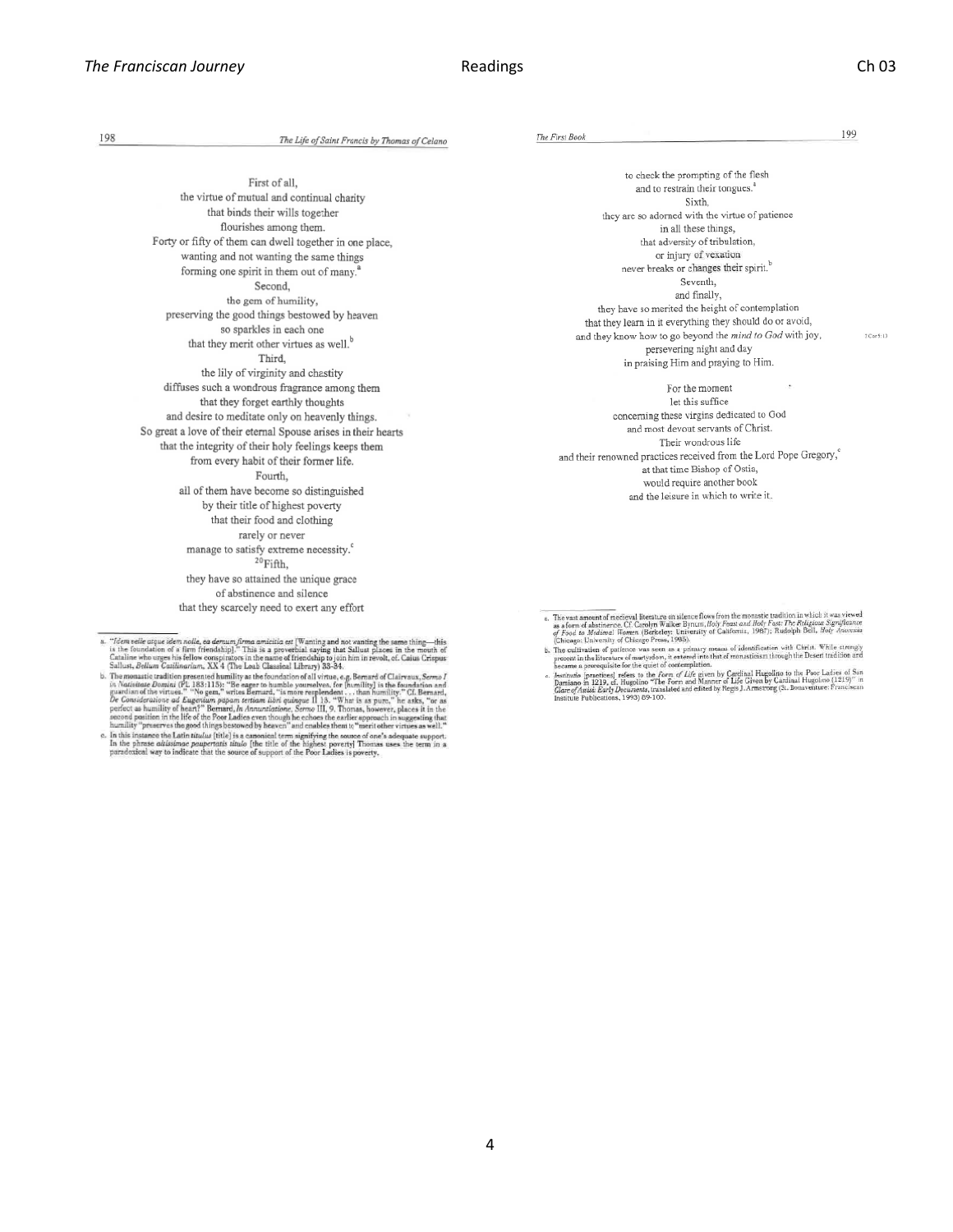First of all,
the virtue of mutual and continual charity
that binds their wills together
flourishes among them.
Forty or fifty of them can dwell together in one place,
wanting and not wanting the same things
forming one spirit in them out of many.[a]
Second,
the gem of humility,
preserving the good things bestowed by heaven
so sparkles in each one
that they merit other virtues as well.[b]
Third,
the lily of virginity and chastity
diffuses such a wondrous fragrance among them
that they forget earthly thoughts
and desire to meditate only on heavenly things.
So great a love of their eternal Spouse arises in their hearts
that the integrity of their holy feelings keeps them
from every habit of their former life.
Fourth,
all of them have become so distinguished
by their title of highest poverty
that their food and clothing
rarely or never
manage to satisfy extreme necessity.[c]
[20]Fifth,
they have so attained the unique grace
of abstinence and silence
that they scarcely need to exert any effort

a. *"Idem velle atque idem nolle, ea demum firma amicitia est* [Wanting and not wanting the same thing—this is the foundation of a firm friendship]." This is a proverbial saying that Sallust places in the mouth of Cataline who urges his fellow conspirators in the name of friendship to join him in revolt, cf. Caius Crispus Sallust, *Bellum Catilinarium*, XX 4 (The Loeb Classical Library) 33-34.

b. The monastic tradition presented humility as the foundation of all virtue, e.g. Bernard of Clairvaux, *Sermo I in Nativitate Domini* (PL 183:115): "Be eager to humble yourselves, for [humility] is the foundation and guardian of the virtues." "No gem," writes Bernard, "is more resplendent . . . than humility." Cf. Bernard, *De Consideratione ad Eugenium papam tertiam libri quinque* II 13. "What is as pure," he asks, "or as perfect as humility of heart?" Bernard, *In Annuntiatione, Sermo* III, 9. Thomas, however, places it in the second position in the life of the Poor Ladies even though he echoes the earlier approach in suggesting that humility "preserves the good things bestowed by heaven" and enables them to "merit other virtues as well."

c. In this instance the Latin *titulus* [title] is a canonical term signifying the source of one's adequate support. In the phrase *altissimae paupertatis titulo* [the title of the highest poverty] Thomas uses the term in a paradoxical way to indicate that the source of support of the Poor Ladies is poverty.

to check the prompting of the flesh
and to restrain their tongues.[a]
Sixth,
they are so adorned with the virtue of patience
in all these things,
that adversity of tribulation,
or injury of vexation
never breaks or changes their spirit.[b]
Seventh,
and finally,
they have so merited the height of contemplation
that they learn in it everything they should do or avoid,
and they know how to go beyond the *mind to God* with joy, (2 Cor 5:13)
persevering night and day
in praising Him and praying to Him.

For the moment
let this suffice
concerning these virgins dedicated to God
and most devout servants of Christ.
Their wondrous life
and their renowned practices received from the Lord Pope Gregory,[c]
at that time Bishop of Ostia,
would require another book
and the leisure in which to write it.

a. The vast amount of medieval literature on silence flows from the monastic tradition in which it was viewed as a form of abstinence. Cf. Carolyn Walker Bynum, *Holy Feast and Holy Fast: The Religious Significance of Food to Medieval Women* (Berkeley: University of California, 1987); Rudolph Bell, *Holy Anorexia* (Chicago: University of Chicago Press, 1985).

b. The cultivation of patience was seen as a primary means of identification with Christ. While strongly present in the literature of martyrdom, it entered into that of monasticism through the Desert tradition and became a prerequisite for the quiet of contemplation.

c. *Institutio* [practices] refers to the *Form of Life* given by Cardinal Hugolino to the Poor Ladies of San Damiano in 1219, cf. Hugolino "The Form and Manner of Life Given by Cardinal Hugolino (1219)" in *Clare of Assisi: Early Documents*, translated and edited by Regis J. Armstrong (St. Bonaventure: Franciscan Institute Publications, 1993) 89-100.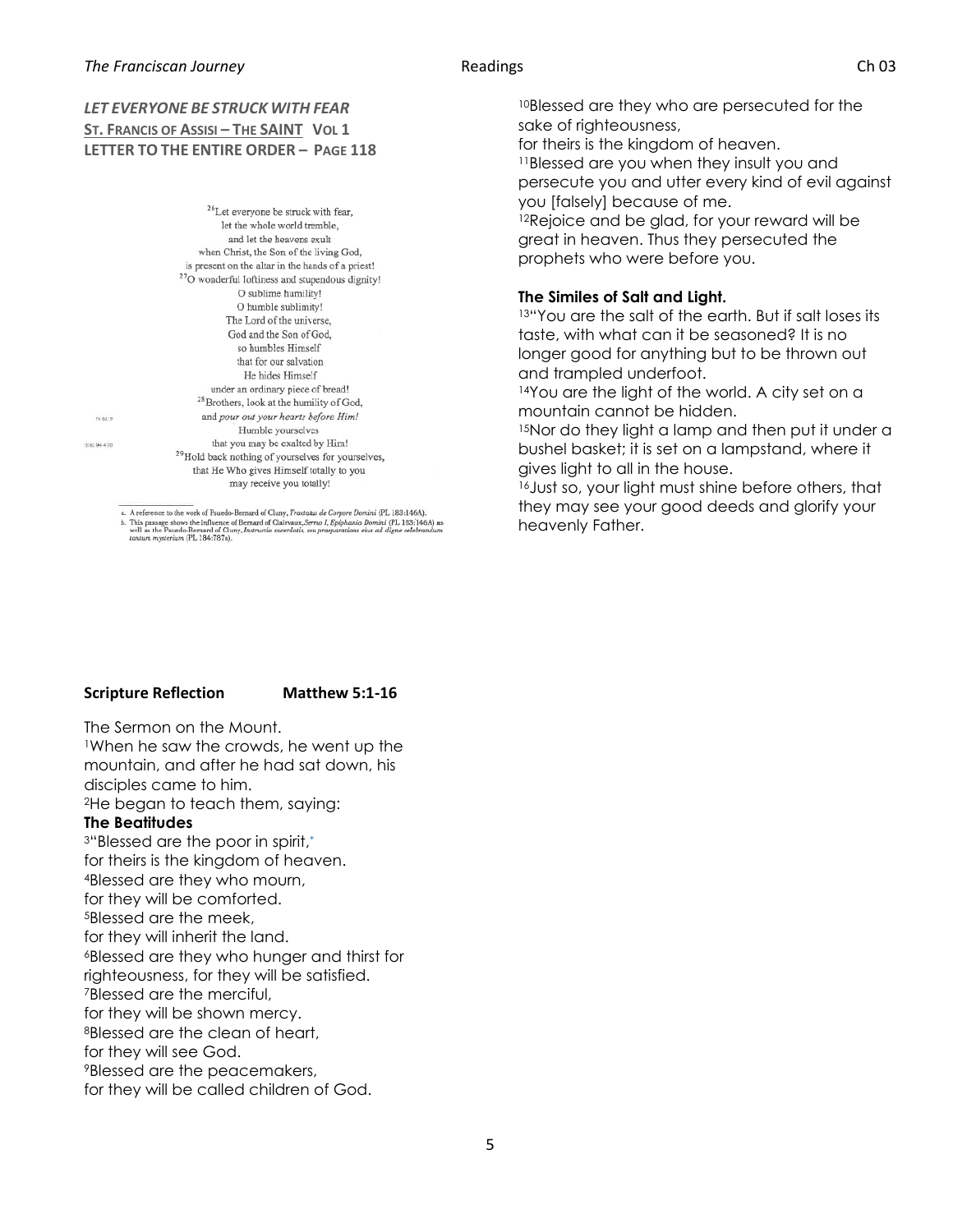## *LET EVERYONE BE STRUCK WITH FEAR*

**ST. FRANCIS OF ASSISI – THE SAINT VOL 1**
**LETTER TO THE ENTIRE ORDER – PAGE 118**

[26]Let everyone be struck with fear,
let the whole world tremble,
and let the heavens exult
when Christ, the Son of the living God,
is present on the altar in the hands of a priest!
[27]O wonderful loftiness and stupendous dignity!
O sublime humility!
O humble sublimity!
The Lord of the universe,
God and the Son of God,
so humbles Himself
that for our salvation
He hides Himself
under an ordinary piece of bread!
[28]Brothers, look at the humility of God,
and *pour out your hearts before Him!*
Humble yourselves
that you may be exalted by Him!
[29]Hold back nothing of yourselves for yourselves,
that He Who gives Himself totally to you
may receive you totally!

Ps 62:9

1 Pt 5:6; Jas 4:10

a. A reference to the work of Psuedo-Bernard of Cluny, *Tractaus de Corpore Domini* (PL 183:146A).
b. This passage shows the influence of Bernard of Clairvaux, *Sermo I, Epiphania Domini* (PL 183:146A) as well as the Psuedo-Bernard of Cluny, *Instructio sacerdotis, seu praeparationis eius ad digne celebrandum tantum mysterium* (PL 184:787a).

**Scripture Reflection Matthew 5:1-16**

The Sermon on the Mount.
[1]When he saw the crowds, he went up the mountain, and after he had sat down, his disciples came to him.
[2]He began to teach them, saying:

**The Beatitudes**

[3]"Blessed are the poor in spirit,*
for theirs is the kingdom of heaven.
[4]Blessed are they who mourn,
for they will be comforted.
[5]Blessed are the meek,
for they will inherit the land.
[6]Blessed are they who hunger and thirst for righteousness, for they will be satisfied.
[7]Blessed are the merciful,
for they will be shown mercy.
[8]Blessed are the clean of heart,
for they will see God.
[9]Blessed are the peacemakers,
for they will be called children of God.
[10]Blessed are they who are persecuted for the sake of righteousness,
for theirs is the kingdom of heaven.
[11]Blessed are you when they insult you and persecute you and utter every kind of evil against you [falsely] because of me.
[12]Rejoice and be glad, for your reward will be great in heaven. Thus they persecuted the prophets who were before you.

**The Similes of Salt and Light.**

[13]"You are the salt of the earth. But if salt loses its taste, with what can it be seasoned? It is no longer good for anything but to be thrown out and trampled underfoot.
[14]You are the light of the world. A city set on a mountain cannot be hidden.
[15]Nor do they light a lamp and then put it under a bushel basket; it is set on a lampstand, where it gives light to all in the house.
[16]Just so, your light must shine before others, that they may see your good deeds and glorify your heavenly Father.